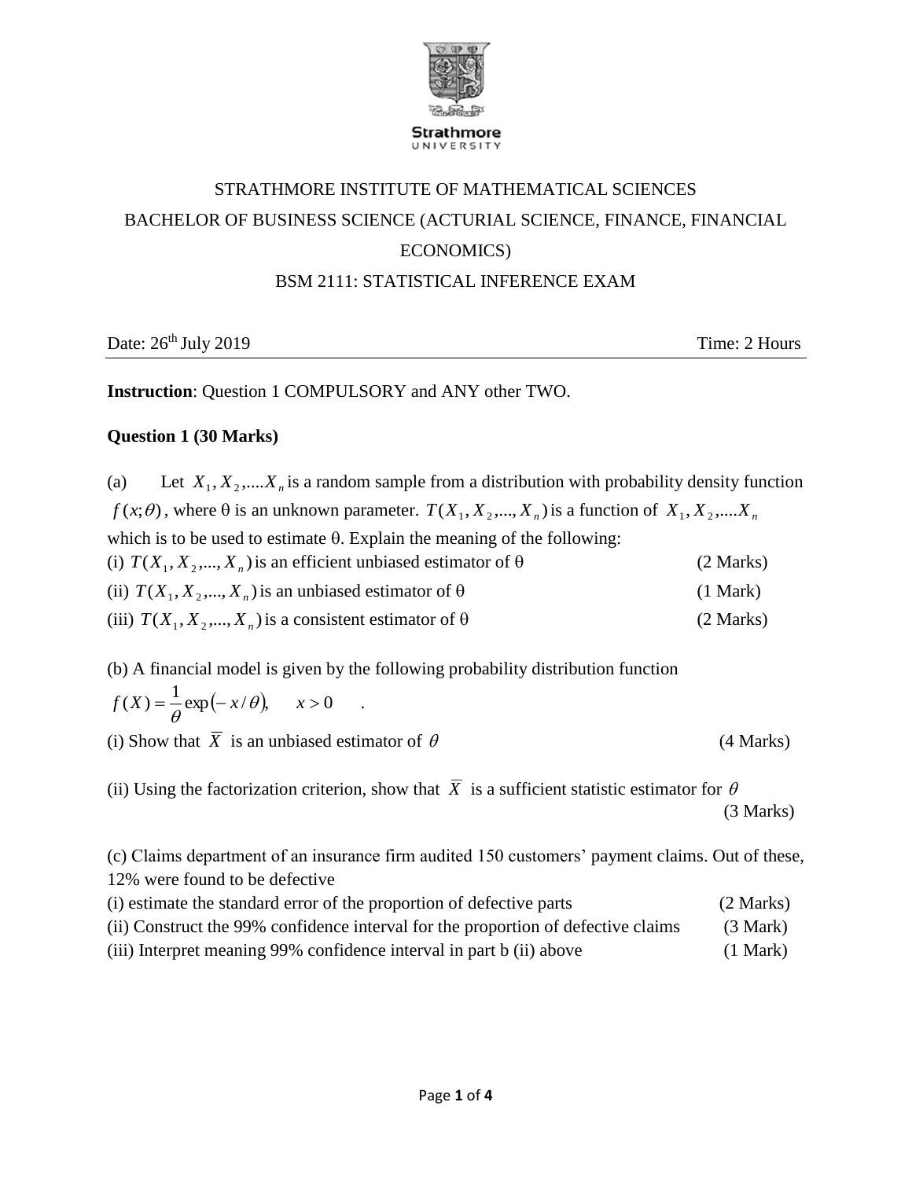STRATHMORE INSTITUTE OF MATHEMATICAL SCIENCES

BACHELOR OF BUSINESS SCIENCE (ACTURIAL SCIENCE, FINANCE, FINANCIAL ECONOMICS)

BSM 2111: STATISTICAL INFERENCE EXAM

Date: 26th July 2019 Time: 2 Hours

---

**Instruction**: Question 1 COMPULSORY and ANY other TWO.

**Question 1 (30 Marks)**

(a) Let $X_1, X_2, ....X_n$ is a random sample from a distribution with probability density function $f(x;\theta)$, where θ is an unknown parameter. $T(X_1, X_2, ..., X_n)$ is a function of $X_1, X_2, ....X_n$ which is to be used to estimate θ. Explain the meaning of the following:

(i) $T(X_1, X_2, ..., X_n)$ is an efficient unbiased estimator of θ (2 Marks)

(ii) $T(X_1, X_2, ..., X_n)$ is an unbiased estimator of θ (1 Mark)

(iii) $T(X_1, X_2, ..., X_n)$ is a consistent estimator of θ (2 Marks)

(b) A financial model is given by the following probability distribution function

$$f(X) = \frac{1}{\theta}\exp(-x/\theta), \quad x > 0 \quad .$$

(i) Show that $\overline{X}$ is an unbiased estimator of $\theta$ (4 Marks)

(ii) Using the factorization criterion, show that $\overline{X}$ is a sufficient statistic estimator for $\theta$ (3 Marks)

(c) Claims department of an insurance firm audited 150 customers' payment claims. Out of these, 12% were found to be defective

(i) estimate the standard error of the proportion of defective parts (2 Marks)

(ii) Construct the 99% confidence interval for the proportion of defective claims (3 Mark)

(iii) Interpret meaning 99% confidence interval in part b (ii) above (1 Mark)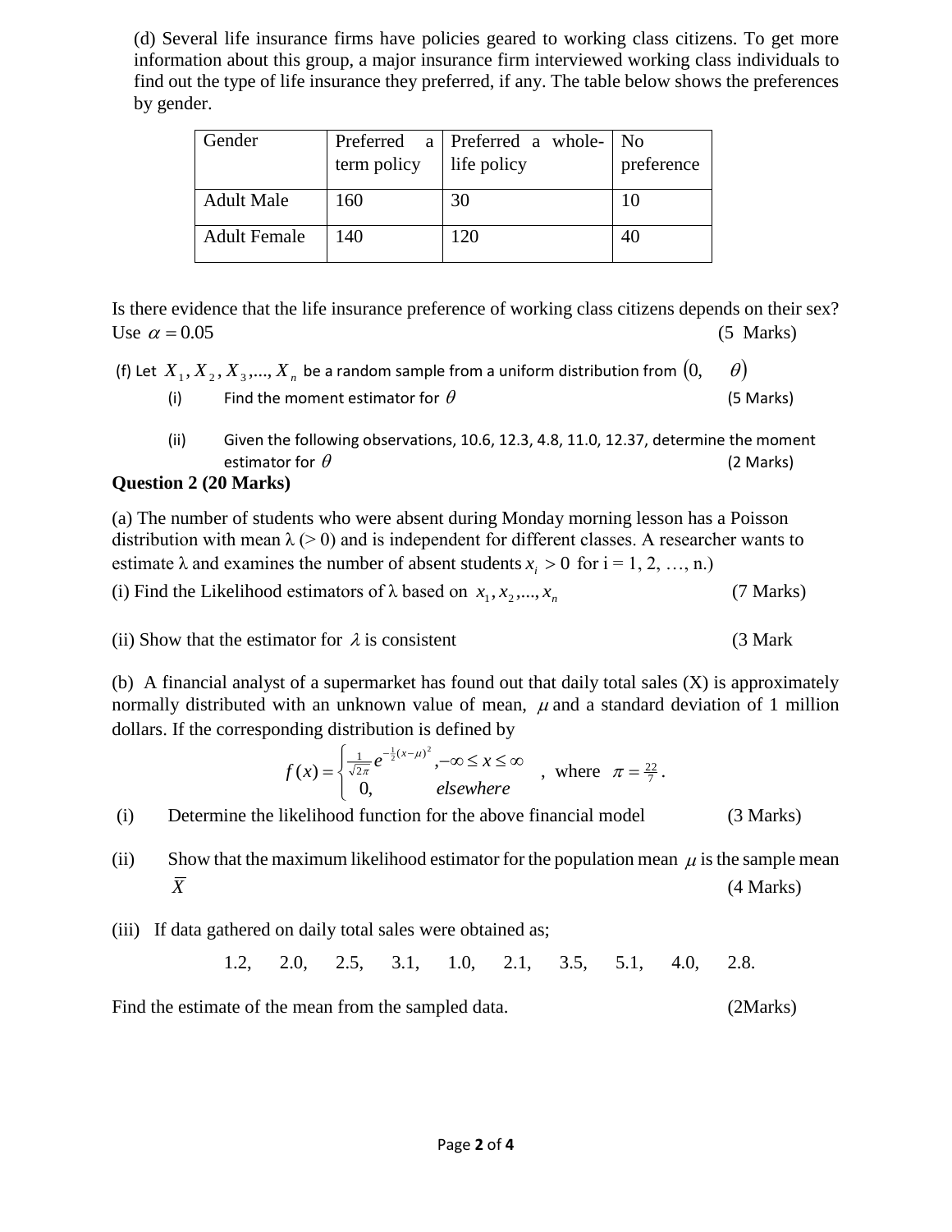(d) Several life insurance firms have policies geared to working class citizens. To get more information about this group, a major insurance firm interviewed working class individuals to find out the type of life insurance they preferred, if any. The table below shows the preferences by gender.

| Gender | Preferred a term policy | Preferred a whole-life policy | No preference |
|---|---|---|---|
| Adult Male | 160 | 30 | 10 |
| Adult Female | 140 | 120 | 40 |

Is there evidence that the life insurance preference of working class citizens depends on their sex? Use $\alpha = 0.05$ (5 Marks)

(f) Let $X_1, X_2, X_3, ..., X_n$ be a random sample from a uniform distribution from $(0, \quad \theta)$

(i) Find the moment estimator for $\theta$ (5 Marks)

(ii) Given the following observations, 10.6, 12.3, 4.8, 11.0, 12.37, determine the moment estimator for $\theta$ (2 Marks)

**Question 2 (20 Marks)**

(a) The number of students who were absent during Monday morning lesson has a Poisson distribution with mean λ (> 0) and is independent for different classes. A researcher wants to estimate λ and examines the number of absent students $x_i > 0$ for i = 1, 2, …, n.)

(i) Find the Likelihood estimators of λ based on $x_1, x_2, ..., x_n$ (7 Marks)

(ii) Show that the estimator for $\lambda$ is consistent (3 Mark

(b) A financial analyst of a supermarket has found out that daily total sales (X) is approximately normally distributed with an unknown value of mean, $\mu$ and a standard deviation of 1 million dollars. If the corresponding distribution is defined by

$$f(x) = \begin{cases} \frac{1}{\sqrt{2\pi}} e^{-\frac{1}{2}(x-\mu)^2}, -\infty \leq x \leq \infty \\ 0, \qquad elsewhere \end{cases} \quad , \text{ where } \pi = \tfrac{22}{7}.$$

(i) Determine the likelihood function for the above financial model (3 Marks)

(ii) Show that the maximum likelihood estimator for the population mean $\mu$ is the sample mean $\overline{X}$ (4 Marks)

(iii) If data gathered on daily total sales were obtained as;

1.2, 2.0, 2.5, 3.1, 1.0, 2.1, 3.5, 5.1, 4.0, 2.8.

Find the estimate of the mean from the sampled data. (2Marks)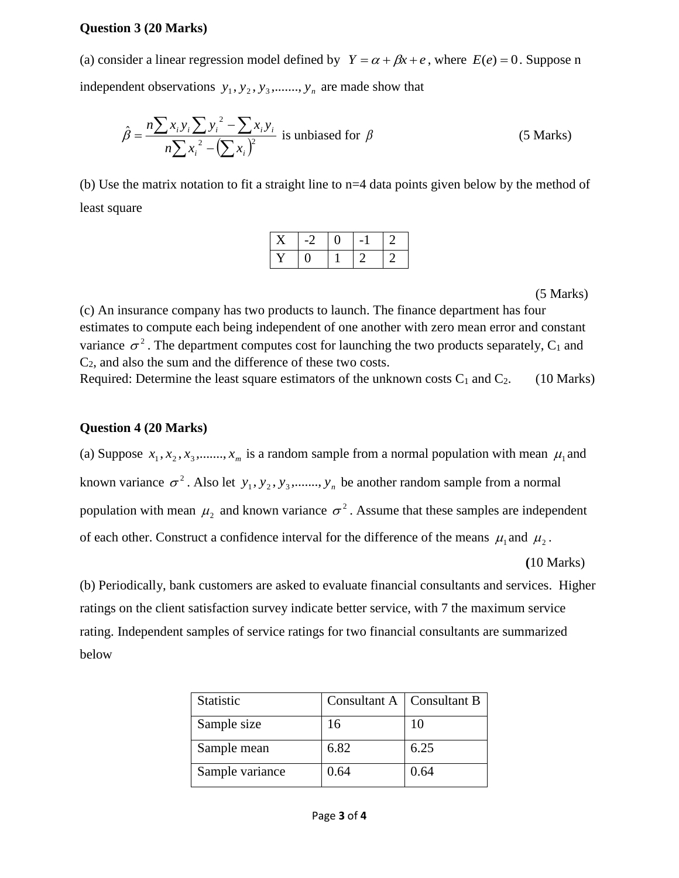**Question 3 (20 Marks)**

(a) consider a linear regression model defined by $Y = \alpha + \beta x + e$, where $E(e) = 0$. Suppose n independent observations $y_1, y_2, y_3, ......., y_n$ are made show that

$$\hat{\beta} = \frac{n\sum x_i y_i \sum y_i^2 - \sum x_i y_i}{n\sum x_i^2 - \left(\sum x_i\right)^2}$$ is unbiased for $\beta$ (5 Marks)

(b) Use the matrix notation to fit a straight line to n=4 data points given below by the method of least square

| X | -2 | 0 | -1 | 2 |
|---|---|---|---|---|
| Y | 0 | 1 | 2 | 2 |

(5 Marks)

(c) An insurance company has two products to launch. The finance department has four estimates to compute each being independent of one another with zero mean error and constant variance $\sigma^2$. The department computes cost for launching the two products separately, $C_1$ and $C_2$, and also the sum and the difference of these two costs.

Required: Determine the least square estimators of the unknown costs $C_1$ and $C_2$. (10 Marks)

**Question 4 (20 Marks)**

(a) Suppose $x_1, x_2, x_3, ......., x_m$ is a random sample from a normal population with mean $\mu_1$ and known variance $\sigma^2$. Also let $y_1, y_2, y_3, ......., y_n$ be another random sample from a normal population with mean $\mu_2$ and known variance $\sigma^2$. Assume that these samples are independent of each other. Construct a confidence interval for the difference of the means $\mu_1$ and $\mu_2$.

**(**10 Marks)

(b) Periodically, bank customers are asked to evaluate financial consultants and services. Higher ratings on the client satisfaction survey indicate better service, with 7 the maximum service rating. Independent samples of service ratings for two financial consultants are summarized below

| Statistic | Consultant A | Consultant B |
|---|---|---|
| Sample size | 16 | 10 |
| Sample mean | 6.82 | 6.25 |
| Sample variance | 0.64 | 0.64 |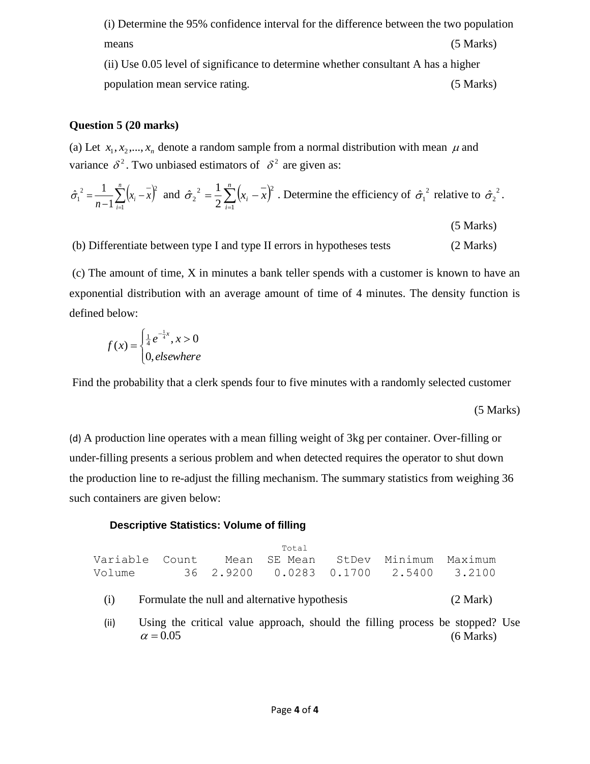(i) Determine the 95% confidence interval for the difference between the two population means (5 Marks)

(ii) Use 0.05 level of significance to determine whether consultant A has a higher population mean service rating. (5 Marks)

**Question 5 (20 marks)**

(a) Let $x_1, x_2, ..., x_n$ denote a random sample from a normal distribution with mean $\mu$ and variance $\delta^2$. Two unbiased estimators of $\delta^2$ are given as:

$\hat{\sigma}_1^{\,2} = \frac{1}{n-1}\sum_{i=1}^{n}\left(x_i - \bar{x}\right)^2$ and $\hat{\sigma}_2^{\,2} = \frac{1}{2}\sum_{i=1}^{n}\left(x_i - \bar{x}\right)^2$. Determine the efficiency of $\hat{\sigma}_1^{\,2}$ relative to $\hat{\sigma}_2^{\,2}$.

(5 Marks)

(b) Differentiate between type I and type II errors in hypotheses tests (2 Marks)

(c) The amount of time, X in minutes a bank teller spends with a customer is known to have an exponential distribution with an average amount of time of 4 minutes. The density function is defined below:

$$f(x) = \begin{cases} \frac{1}{4}e^{-\frac{1}{4}x}, x > 0 \\ 0, elsewhere \end{cases}$$

Find the probability that a clerk spends four to five minutes with a randomly selected customer

(5 Marks)

(d) A production line operates with a mean filling weight of 3kg per container. Over-filling or under-filling presents a serious problem and when detected requires the operator to shut down the production line to re-adjust the filling mechanism. The summary statistics from weighing 36 such containers are given below:

**Descriptive Statistics: Volume of filling**

| Variable | Total Count | Mean | SE Mean | StDev | Minimum | Maximum |
|---|---|---|---|---|---|---|
| Volume | 36 | 2.9200 | 0.0283 | 0.1700 | 2.5400 | 3.2100 |

(i) Formulate the null and alternative hypothesis (2 Mark)

(ii) Using the critical value approach, should the filling process be stopped? Use $\alpha = 0.05$ (6 Marks)